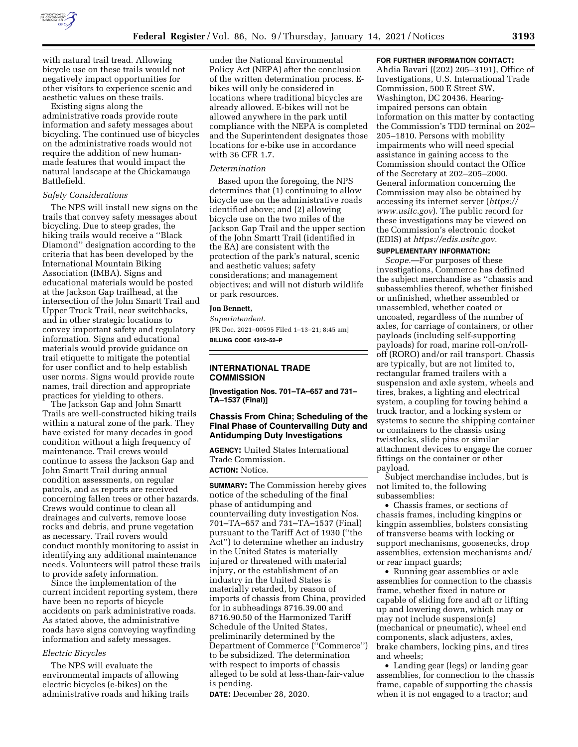with natural trail tread. Allowing bicycle use on these trails would not negatively impact opportunities for other visitors to experience scenic and aesthetic values on these trails.

Existing signs along the administrative roads provide route information and safety messages about bicycling. The continued use of bicycles on the administrative roads would not require the addition of new human-made features that would impact the natural landscape at the Chickamauga Battlefield.

### *Safety Considerations*

The NPS will install new signs on the trails that convey safety messages about bicycling. Due to steep grades, the hiking trails would receive a ''Black Diamond'' designation according to the criteria that has been developed by the International Mountain Biking Association (IMBA). Signs and educational materials would be posted at the Jackson Gap trailhead, at the intersection of the John Smartt Trail and Upper Truck Trail, near switchbacks, and in other strategic locations to convey important safety and regulatory information. Signs and educational materials would provide guidance on trail etiquette to mitigate the potential for user conflict and to help establish user norms. Signs would provide route names, trail direction and appropriate practices for yielding to others.

The Jackson Gap and John Smartt Trails are well-constructed hiking trails within a natural zone of the park. They have existed for many decades in good condition without a high frequency of maintenance. Trail crews would continue to assess the Jackson Gap and John Smartt Trail during annual condition assessments, on regular patrols, and as reports are received concerning fallen trees or other hazards. Crews would continue to clean all drainages and culverts, remove loose rocks and debris, and prune vegetation as necessary. Trail rovers would conduct monthly monitoring to assist in identifying any additional maintenance needs. Volunteers will patrol these trails to provide safety information.

Since the implementation of the current incident reporting system, there have been no reports of bicycle accidents on park administrative roads. As stated above, the administrative roads have signs conveying wayfinding information and safety messages.

### *Electric Bicycles*

The NPS will evaluate the environmental impacts of allowing electric bicycles (e-bikes) on the administrative roads and hiking trails under the National Environmental Policy Act (NEPA) after the conclusion of the written determination process. E-bikes will only be considered in locations where traditional bicycles are already allowed. E-bikes will not be allowed anywhere in the park until compliance with the NEPA is completed and the Superintendent designates those locations for e-bike use in accordance with 36 CFR 1.7.

### *Determination*

Based upon the foregoing, the NPS determines that (1) continuing to allow bicycle use on the administrative roads identified above; and (2) allowing bicycle use on the two miles of the Jackson Gap Trail and the upper section of the John Smartt Trail (identified in the EA) are consistent with the protection of the park's natural, scenic and aesthetic values; safety considerations; and management objectives; and will not disturb wildlife or park resources.

**Jon Bennett,**

*Superintendent.*

[FR Doc. 2021–00595 Filed 1–13–21; 8:45 am]

**BILLING CODE 4312–52–P**

## INTERNATIONAL TRADE COMMISSION

**[Investigation Nos. 701–TA–657 and 731–TA–1537 (Final)]**

## Chassis From China; Scheduling of the Final Phase of Countervailing Duty and Antidumping Duty Investigations

**AGENCY:** United States International Trade Commission.

**ACTION:** Notice.

**SUMMARY:** The Commission hereby gives notice of the scheduling of the final phase of antidumping and countervailing duty investigation Nos. 701–TA–657 and 731–TA–1537 (Final) pursuant to the Tariff Act of 1930 (''the Act'') to determine whether an industry in the United States is materially injured or threatened with material injury, or the establishment of an industry in the United States is materially retarded, by reason of imports of chassis from China, provided for in subheadings 8716.39.00 and 8716.90.50 of the Harmonized Tariff Schedule of the United States, preliminarily determined by the Department of Commerce (''Commerce'') to be subsidized. The determination with respect to imports of chassis alleged to be sold at less-than-fair-value is pending.

**DATE:** December 28, 2020.

**FOR FURTHER INFORMATION CONTACT:** Ahdia Bavari ((202) 205–3191), Office of Investigations, U.S. International Trade Commission, 500 E Street SW, Washington, DC 20436. Hearing-impaired persons can obtain information on this matter by contacting the Commission's TDD terminal on 202–205–1810. Persons with mobility impairments who will need special assistance in gaining access to the Commission should contact the Office of the Secretary at 202–205–2000. General information concerning the Commission may also be obtained by accessing its internet server (*https://www.usitc.gov*). The public record for these investigations may be viewed on the Commission's electronic docket (EDIS) at *https://edis.usitc.gov.*

**SUPPLEMENTARY INFORMATION:**

*Scope.*—For purposes of these investigations, Commerce has defined the subject merchandise as ''chassis and subassemblies thereof, whether finished or unfinished, whether assembled or unassembled, whether coated or uncoated, regardless of the number of axles, for carriage of containers, or other payloads (including self-supporting payloads) for road, marine roll-on/roll-off (RORO) and/or rail transport. Chassis are typically, but are not limited to, rectangular framed trailers with a suspension and axle system, wheels and tires, brakes, a lighting and electrical system, a coupling for towing behind a truck tractor, and a locking system or systems to secure the shipping container or containers to the chassis using twistlocks, slide pins or similar attachment devices to engage the corner fittings on the container or other payload.

Subject merchandise includes, but is not limited to, the following subassemblies:

- Chassis frames, or sections of chassis frames, including kingpins or kingpin assemblies, bolsters consisting of transverse beams with locking or support mechanisms, goosenecks, drop assemblies, extension mechanisms and/or rear impact guards;
- Running gear assemblies or axle assemblies for connection to the chassis frame, whether fixed in nature or capable of sliding fore and aft or lifting up and lowering down, which may or may not include suspension(s) (mechanical or pneumatic), wheel end components, slack adjusters, axles, brake chambers, locking pins, and tires and wheels;
- Landing gear (legs) or landing gear assemblies, for connection to the chassis frame, capable of supporting the chassis when it is not engaged to a tractor; and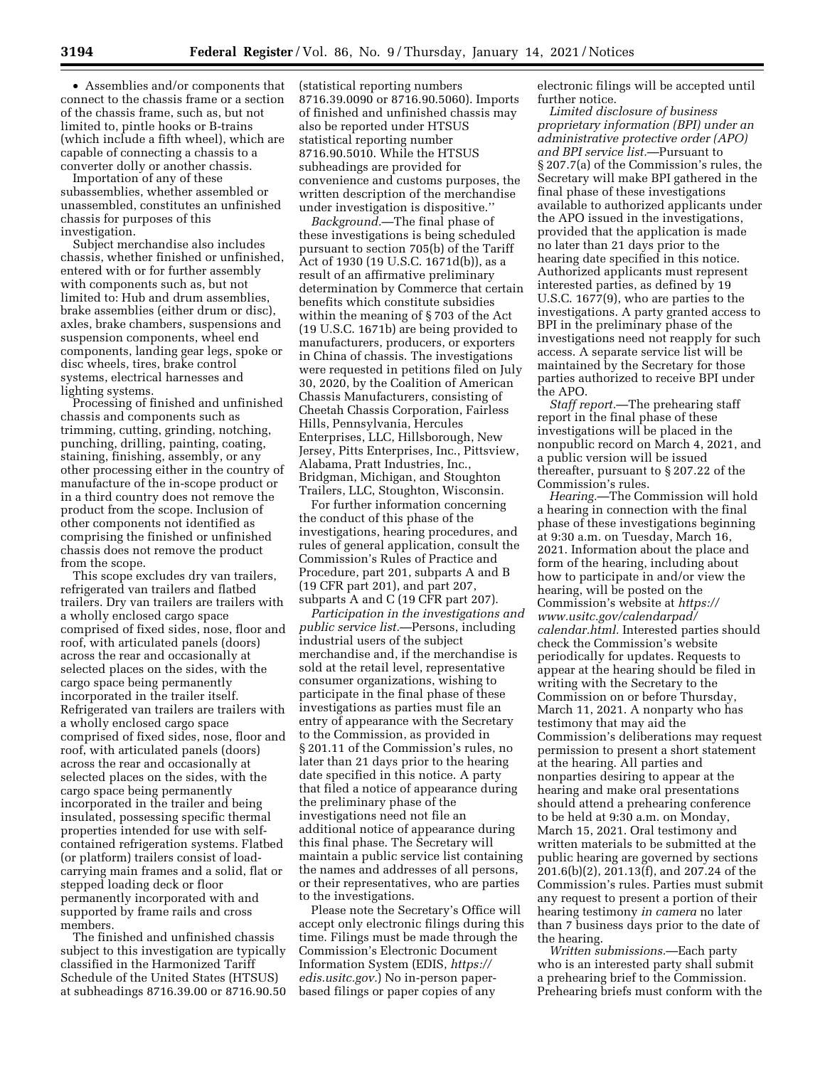• Assemblies and/or components that connect to the chassis frame or a section of the chassis frame, such as, but not limited to, pintle hooks or B-trains (which include a fifth wheel), which are capable of connecting a chassis to a converter dolly or another chassis.

Importation of any of these subassemblies, whether assembled or unassembled, constitutes an unfinished chassis for purposes of this investigation.

Subject merchandise also includes chassis, whether finished or unfinished, entered with or for further assembly with components such as, but not limited to: Hub and drum assemblies, brake assemblies (either drum or disc), axles, brake chambers, suspensions and suspension components, wheel end components, landing gear legs, spoke or disc wheels, tires, brake control systems, electrical harnesses and lighting systems.

Processing of finished and unfinished chassis and components such as trimming, cutting, grinding, notching, punching, drilling, painting, coating, staining, finishing, assembly, or any other processing either in the country of manufacture of the in-scope product or in a third country does not remove the product from the scope. Inclusion of other components not identified as comprising the finished or unfinished chassis does not remove the product from the scope.

This scope excludes dry van trailers, refrigerated van trailers and flatbed trailers. Dry van trailers are trailers with a wholly enclosed cargo space comprised of fixed sides, nose, floor and roof, with articulated panels (doors) across the rear and occasionally at selected places on the sides, with the cargo space being permanently incorporated in the trailer itself. Refrigerated van trailers are trailers with a wholly enclosed cargo space comprised of fixed sides, nose, floor and roof, with articulated panels (doors) across the rear and occasionally at selected places on the sides, with the cargo space being permanently incorporated in the trailer and being insulated, possessing specific thermal properties intended for use with self-contained refrigeration systems. Flatbed (or platform) trailers consist of load-carrying main frames and a solid, flat or stepped loading deck or floor permanently incorporated with and supported by frame rails and cross members.

The finished and unfinished chassis subject to this investigation are typically classified in the Harmonized Tariff Schedule of the United States (HTSUS) at subheadings 8716.39.00 or 8716.90.50 (statistical reporting numbers 8716.39.0090 or 8716.90.5060). Imports of finished and unfinished chassis may also be reported under HTSUS statistical reporting number 8716.90.5010. While the HTSUS subheadings are provided for convenience and customs purposes, the written description of the merchandise under investigation is dispositive.''

*Background.*—The final phase of these investigations is being scheduled pursuant to section 705(b) of the Tariff Act of 1930 (19 U.S.C. 1671d(b)), as a result of an affirmative preliminary determination by Commerce that certain benefits which constitute subsidies within the meaning of § 703 of the Act (19 U.S.C. 1671b) are being provided to manufacturers, producers, or exporters in China of chassis. The investigations were requested in petitions filed on July 30, 2020, by the Coalition of American Chassis Manufacturers, consisting of Cheetah Chassis Corporation, Fairless Hills, Pennsylvania, Hercules Enterprises, LLC, Hillsborough, New Jersey, Pitts Enterprises, Inc., Pittsview, Alabama, Pratt Industries, Inc., Bridgman, Michigan, and Stoughton Trailers, LLC, Stoughton, Wisconsin.

For further information concerning the conduct of this phase of the investigations, hearing procedures, and rules of general application, consult the Commission's Rules of Practice and Procedure, part 201, subparts A and B (19 CFR part 201), and part 207, subparts A and C (19 CFR part 207).

*Participation in the investigations and public service list.*—Persons, including industrial users of the subject merchandise and, if the merchandise is sold at the retail level, representative consumer organizations, wishing to participate in the final phase of these investigations as parties must file an entry of appearance with the Secretary to the Commission, as provided in § 201.11 of the Commission's rules, no later than 21 days prior to the hearing date specified in this notice. A party that filed a notice of appearance during the preliminary phase of the investigations need not file an additional notice of appearance during this final phase. The Secretary will maintain a public service list containing the names and addresses of all persons, or their representatives, who are parties to the investigations.

Please note the Secretary's Office will accept only electronic filings during this time. Filings must be made through the Commission's Electronic Document Information System (EDIS, *https://edis.usitc.gov.*) No in-person paper-based filings or paper copies of any electronic filings will be accepted until further notice.

*Limited disclosure of business proprietary information (BPI) under an administrative protective order (APO) and BPI service list.*—Pursuant to § 207.7(a) of the Commission's rules, the Secretary will make BPI gathered in the final phase of these investigations available to authorized applicants under the APO issued in the investigations, provided that the application is made no later than 21 days prior to the hearing date specified in this notice. Authorized applicants must represent interested parties, as defined by 19 U.S.C. 1677(9), who are parties to the investigations. A party granted access to BPI in the preliminary phase of the investigations need not reapply for such access. A separate service list will be maintained by the Secretary for those parties authorized to receive BPI under the APO.

*Staff report.*—The prehearing staff report in the final phase of these investigations will be placed in the nonpublic record on March 4, 2021, and a public version will be issued thereafter, pursuant to § 207.22 of the Commission's rules.

*Hearing.*—The Commission will hold a hearing in connection with the final phase of these investigations beginning at 9:30 a.m. on Tuesday, March 16, 2021. Information about the place and form of the hearing, including about how to participate in and/or view the hearing, will be posted on the Commission's website at *https://www.usitc.gov/calendarpad/calendar.html.* Interested parties should check the Commission's website periodically for updates. Requests to appear at the hearing should be filed in writing with the Secretary to the Commission on or before Thursday, March 11, 2021. A nonparty who has testimony that may aid the Commission's deliberations may request permission to present a short statement at the hearing. All parties and nonparties desiring to appear at the hearing and make oral presentations should attend a prehearing conference to be held at 9:30 a.m. on Monday, March 15, 2021. Oral testimony and written materials to be submitted at the public hearing are governed by sections 201.6(b)(2), 201.13(f), and 207.24 of the Commission's rules. Parties must submit any request to present a portion of their hearing testimony *in camera* no later than 7 business days prior to the date of the hearing.

*Written submissions.*—Each party who is an interested party shall submit a prehearing brief to the Commission. Prehearing briefs must conform with the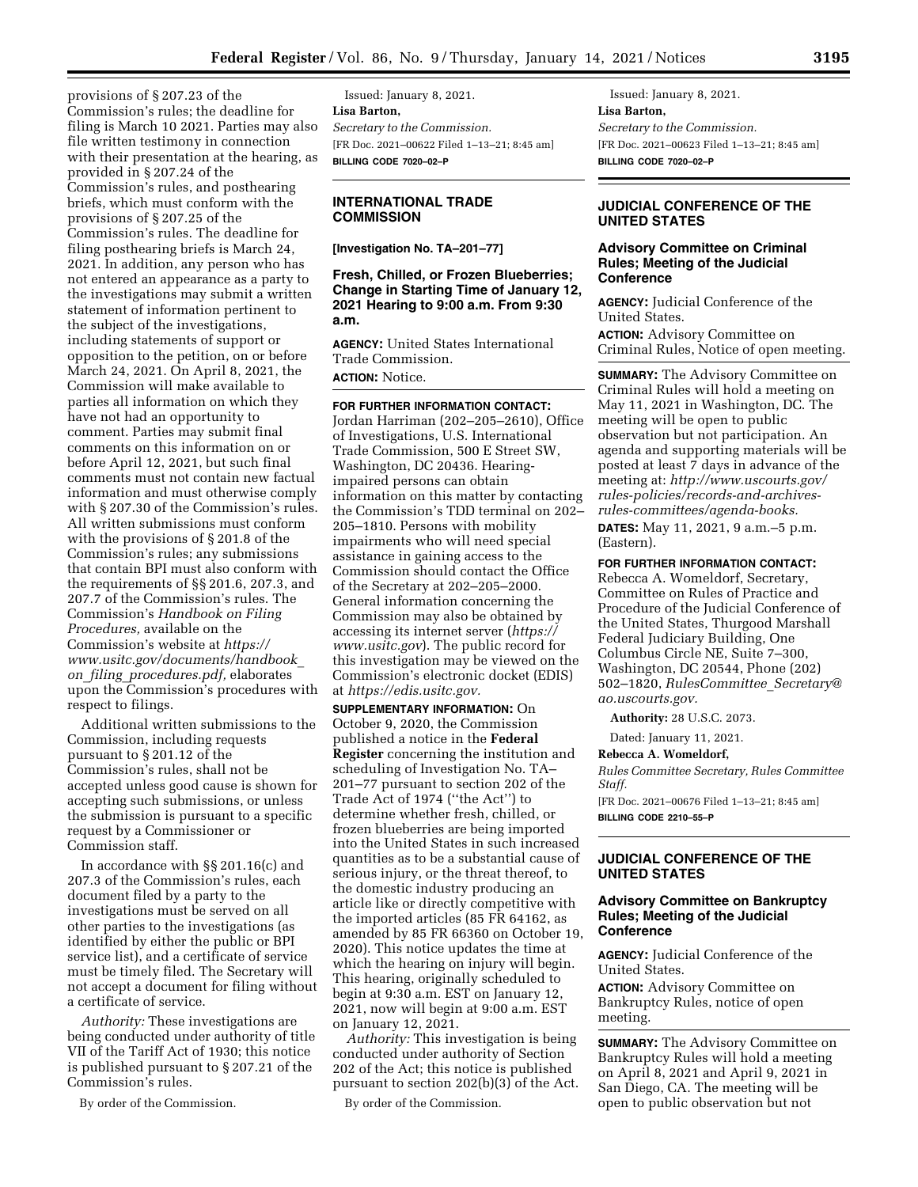provisions of § 207.23 of the Commission's rules; the deadline for filing is March 10 2021. Parties may also file written testimony in connection with their presentation at the hearing, as provided in § 207.24 of the Commission's rules, and posthearing briefs, which must conform with the provisions of § 207.25 of the Commission's rules. The deadline for filing posthearing briefs is March 24, 2021. In addition, any person who has not entered an appearance as a party to the investigations may submit a written statement of information pertinent to the subject of the investigations, including statements of support or opposition to the petition, on or before March 24, 2021. On April 8, 2021, the Commission will make available to parties all information on which they have not had an opportunity to comment. Parties may submit final comments on this information on or before April 12, 2021, but such final comments must not contain new factual information and must otherwise comply with § 207.30 of the Commission's rules. All written submissions must conform with the provisions of § 201.8 of the Commission's rules; any submissions that contain BPI must also conform with the requirements of §§ 201.6, 207.3, and 207.7 of the Commission's rules. The Commission's *Handbook on Filing Procedures,* available on the Commission's website at *https://www.usitc.gov/documents/handbook_on_filing_procedures.pdf,* elaborates upon the Commission's procedures with respect to filings.

Additional written submissions to the Commission, including requests pursuant to § 201.12 of the Commission's rules, shall not be accepted unless good cause is shown for accepting such submissions, or unless the submission is pursuant to a specific request by a Commissioner or Commission staff.

In accordance with §§ 201.16(c) and 207.3 of the Commission's rules, each document filed by a party to the investigations must be served on all other parties to the investigations (as identified by either the public or BPI service list), and a certificate of service must be timely filed. The Secretary will not accept a document for filing without a certificate of service.

*Authority:* These investigations are being conducted under authority of title VII of the Tariff Act of 1930; this notice is published pursuant to § 207.21 of the Commission's rules.

By order of the Commission.

Issued: January 8, 2021.

**Lisa Barton,**

*Secretary to the Commission.*

[FR Doc. 2021–00622 Filed 1–13–21; 8:45 am]

**BILLING CODE 7020–02–P**

---

## INTERNATIONAL TRADE COMMISSION

**[Investigation No. TA–201–77]**

### Fresh, Chilled, or Frozen Blueberries; Change in Starting Time of January 12, 2021 Hearing to 9:00 a.m. From 9:30 a.m.

**AGENCY:** United States International Trade Commission.

**ACTION:** Notice.

**FOR FURTHER INFORMATION CONTACT:** Jordan Harriman (202–205–2610), Office of Investigations, U.S. International Trade Commission, 500 E Street SW, Washington, DC 20436. Hearing-impaired persons can obtain information on this matter by contacting the Commission's TDD terminal on 202–205–1810. Persons with mobility impairments who will need special assistance in gaining access to the Commission should contact the Office of the Secretary at 202–205–2000. General information concerning the Commission may also be obtained by accessing its internet server (*https://www.usitc.gov*). The public record for this investigation may be viewed on the Commission's electronic docket (EDIS) at *https://edis.usitc.gov.*

**SUPPLEMENTARY INFORMATION:** On October 9, 2020, the Commission published a notice in the **Federal Register** concerning the institution and scheduling of Investigation No. TA–201–77 pursuant to section 202 of the Trade Act of 1974 (''the Act'') to determine whether fresh, chilled, or frozen blueberries are being imported into the United States in such increased quantities as to be a substantial cause of serious injury, or the threat thereof, to the domestic industry producing an article like or directly competitive with the imported articles (85 FR 64162, as amended by 85 FR 66360 on October 19, 2020). This notice updates the time at which the hearing on injury will begin. This hearing, originally scheduled to begin at 9:30 a.m. EST on January 12, 2021, now will begin at 9:00 a.m. EST on January 12, 2021.

*Authority:* This investigation is being conducted under authority of Section 202 of the Act; this notice is published pursuant to section 202(b)(3) of the Act.

By order of the Commission.

Issued: January 8, 2021.

**Lisa Barton,**

*Secretary to the Commission.*

[FR Doc. 2021–00623 Filed 1–13–21; 8:45 am]

**BILLING CODE 7020–02–P**

---

## JUDICIAL CONFERENCE OF THE UNITED STATES

### Advisory Committee on Criminal Rules; Meeting of the Judicial Conference

**AGENCY:** Judicial Conference of the United States.

**ACTION:** Advisory Committee on Criminal Rules, Notice of open meeting.

**SUMMARY:** The Advisory Committee on Criminal Rules will hold a meeting on May 11, 2021 in Washington, DC. The meeting will be open to public observation but not participation. An agenda and supporting materials will be posted at least 7 days in advance of the meeting at: *http://www.uscourts.gov/rules-policies/records-and-archives-rules-committees/agenda-books.*

**DATES:** May 11, 2021, 9 a.m.–5 p.m. (Eastern).

**FOR FURTHER INFORMATION CONTACT:** Rebecca A. Womeldorf, Secretary, Committee on Rules of Practice and Procedure of the Judicial Conference of the United States, Thurgood Marshall Federal Judiciary Building, One Columbus Circle NE, Suite 7–300, Washington, DC 20544, Phone (202) 502–1820, *RulesCommittee_Secretary@ao.uscourts.gov.*

**Authority:** 28 U.S.C. 2073.

Dated: January 11, 2021.

**Rebecca A. Womeldorf,**

*Rules Committee Secretary, Rules Committee Staff.*

[FR Doc. 2021–00676 Filed 1–13–21; 8:45 am]

**BILLING CODE 2210–55–P**

---

## JUDICIAL CONFERENCE OF THE UNITED STATES

### Advisory Committee on Bankruptcy Rules; Meeting of the Judicial Conference

**AGENCY:** Judicial Conference of the United States.

**ACTION:** Advisory Committee on Bankruptcy Rules, notice of open meeting.

**SUMMARY:** The Advisory Committee on Bankruptcy Rules will hold a meeting on April 8, 2021 and April 9, 2021 in San Diego, CA. The meeting will be open to public observation but not